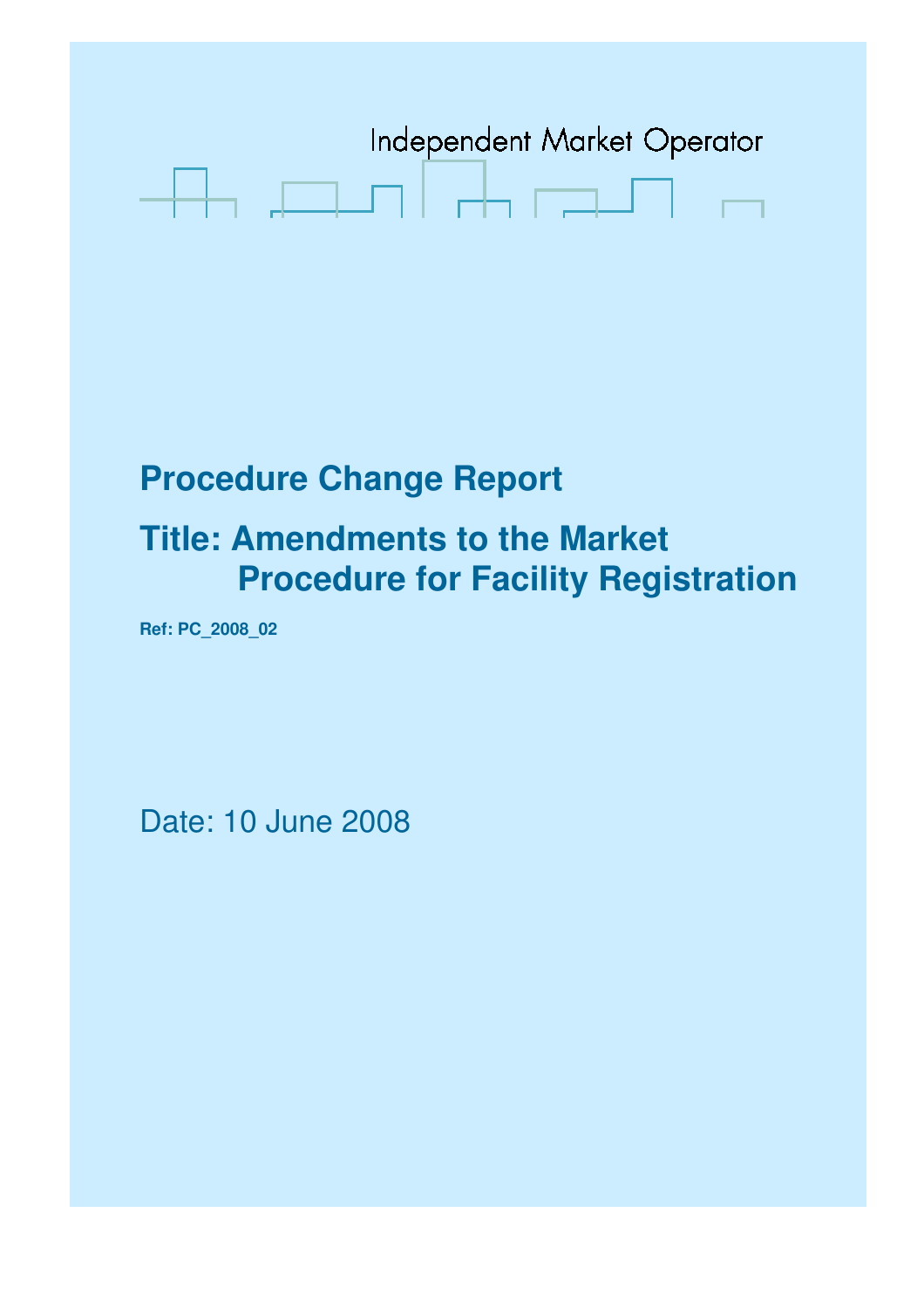Independent Market Operator

# Procedure Change Report

## Title: Amendments to the Market Procedure for Facility Registration

**Ref: PC_2008_02**

Date: 10 June 2008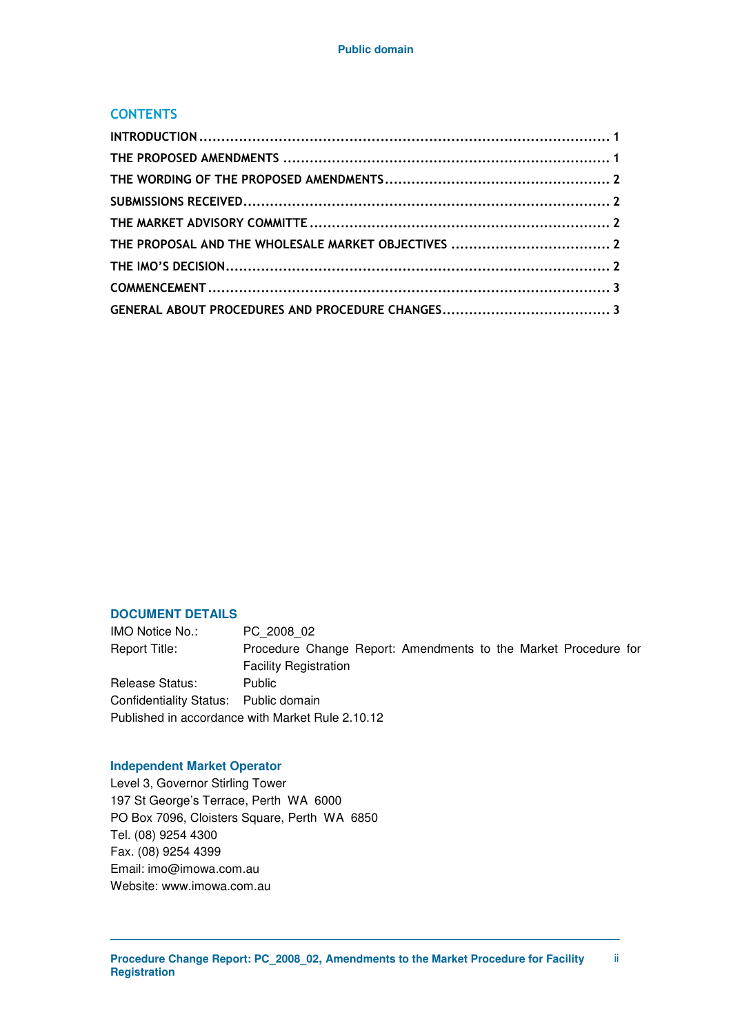## CONTENTS

INTRODUCTION .......................................................................................... 1
THE PROPOSED AMENDMENTS ......................................................................... 1
THE WORDING OF THE PROPOSED AMENDMENTS.................................................. 2
SUBMISSIONS RECEIVED................................................................................. 2
THE MARKET ADVISORY COMMITTE ................................................................... 2
THE PROPOSAL AND THE WHOLESALE MARKET OBJECTIVES ................................... 2
THE IMO'S DECISION...................................................................................... 2
COMMENCEMENT .......................................................................................... 3
GENERAL ABOUT PROCEDURES AND PROCEDURE CHANGES..................................... 3

### DOCUMENT DETAILS

IMO Notice No.: PC_2008_02
Report Title: Procedure Change Report: Amendments to the Market Procedure for Facility Registration
Release Status: Public
Confidentiality Status: Public domain
Published in accordance with Market Rule 2.10.12

### Independent Market Operator

Level 3, Governor Stirling Tower
197 St George's Terrace, Perth WA 6000
PO Box 7096, Cloisters Square, Perth WA 6850
Tel. (08) 9254 4300
Fax. (08) 9254 4399
Email: imo@imowa.com.au
Website: www.imowa.com.au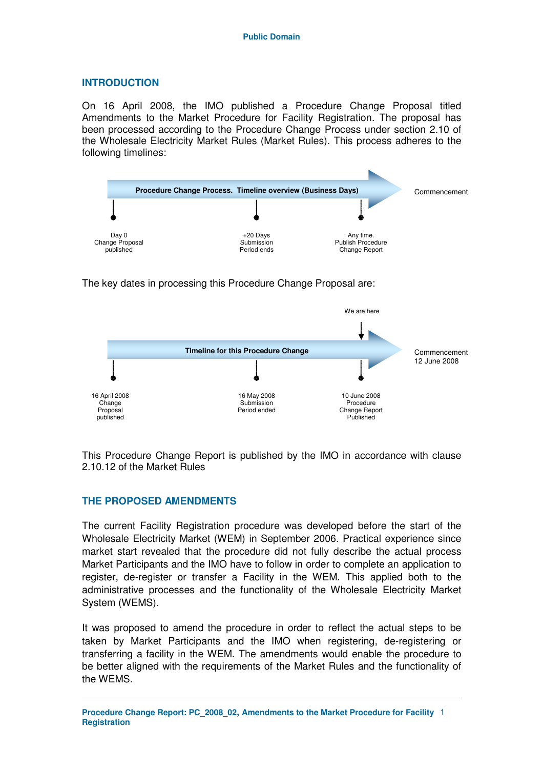## INTRODUCTION

On 16 April 2008, the IMO published a Procedure Change Proposal titled Amendments to the Market Procedure for Facility Registration. The proposal has been processed according to the Procedure Change Process under section 2.10 of the Wholesale Electricity Market Rules (Market Rules). This process adheres to the following timelines:

**Procedure Change Process. Timeline overview (Business Days)**

| Day 0 | +20 Days | Any time. | Commencement |
|---|---|---|---|
| Change Proposal published | Submission Period ends | Publish Procedure Change Report | |

The key dates in processing this Procedure Change Proposal are:

**Timeline for this Procedure Change**

| 16 April 2008 | 16 May 2008 | 10 June 2008 (We are here) | Commencement 12 June 2008 |
|---|---|---|---|
| Change Proposal published | Submission Period ended | Procedure Change Report Published | |

This Procedure Change Report is published by the IMO in accordance with clause 2.10.12 of the Market Rules

## THE PROPOSED AMENDMENTS

The current Facility Registration procedure was developed before the start of the Wholesale Electricity Market (WEM) in September 2006. Practical experience since market start revealed that the procedure did not fully describe the actual process Market Participants and the IMO have to follow in order to complete an application to register, de-register or transfer a Facility in the WEM. This applied both to the administrative processes and the functionality of the Wholesale Electricity Market System (WEMS).

It was proposed to amend the procedure in order to reflect the actual steps to be taken by Market Participants and the IMO when registering, de-registering or transferring a facility in the WEM. The amendments would enable the procedure to be better aligned with the requirements of the Market Rules and the functionality of the WEMS.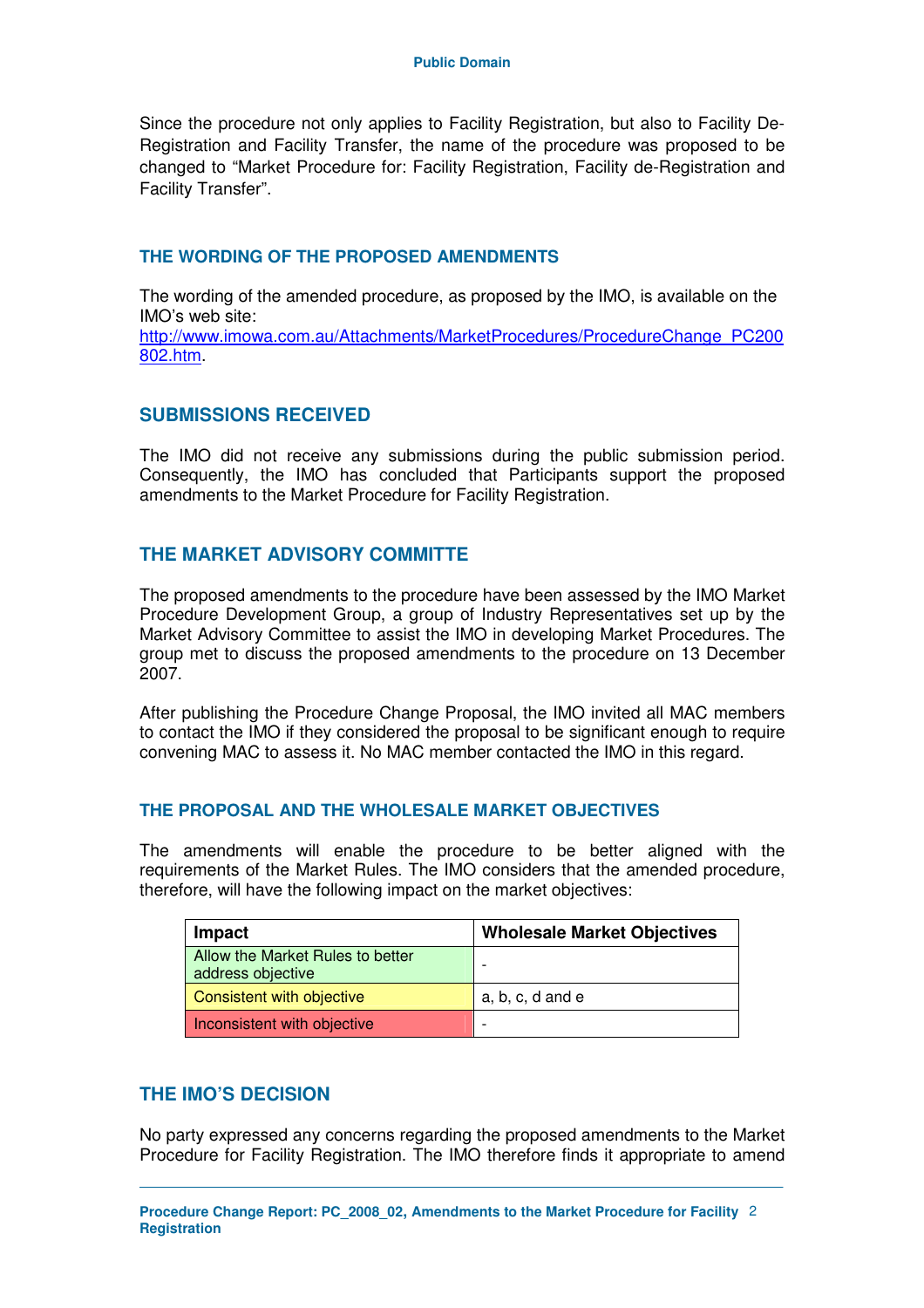Since the procedure not only applies to Facility Registration, but also to Facility De-Registration and Facility Transfer, the name of the procedure was proposed to be changed to "Market Procedure for: Facility Registration, Facility de-Registration and Facility Transfer".

### THE WORDING OF THE PROPOSED AMENDMENTS

The wording of the amended procedure, as proposed by the IMO, is available on the IMO's web site:
http://www.imowa.com.au/Attachments/MarketProcedures/ProcedureChange_PC200802.htm.

## SUBMISSIONS RECEIVED

The IMO did not receive any submissions during the public submission period. Consequently, the IMO has concluded that Participants support the proposed amendments to the Market Procedure for Facility Registration.

## THE MARKET ADVISORY COMMITTE

The proposed amendments to the procedure have been assessed by the IMO Market Procedure Development Group, a group of Industry Representatives set up by the Market Advisory Committee to assist the IMO in developing Market Procedures. The group met to discuss the proposed amendments to the procedure on 13 December 2007.

After publishing the Procedure Change Proposal, the IMO invited all MAC members to contact the IMO if they considered the proposal to be significant enough to require convening MAC to assess it. No MAC member contacted the IMO in this regard.

### THE PROPOSAL AND THE WHOLESALE MARKET OBJECTIVES

The amendments will enable the procedure to be better aligned with the requirements of the Market Rules. The IMO considers that the amended procedure, therefore, will have the following impact on the market objectives:

| Impact | Wholesale Market Objectives |
|---|---|
| Allow the Market Rules to better address objective | - |
| Consistent with objective | a, b, c, d and e |
| Inconsistent with objective | - |

## THE IMO'S DECISION

No party expressed any concerns regarding the proposed amendments to the Market Procedure for Facility Registration. The IMO therefore finds it appropriate to amend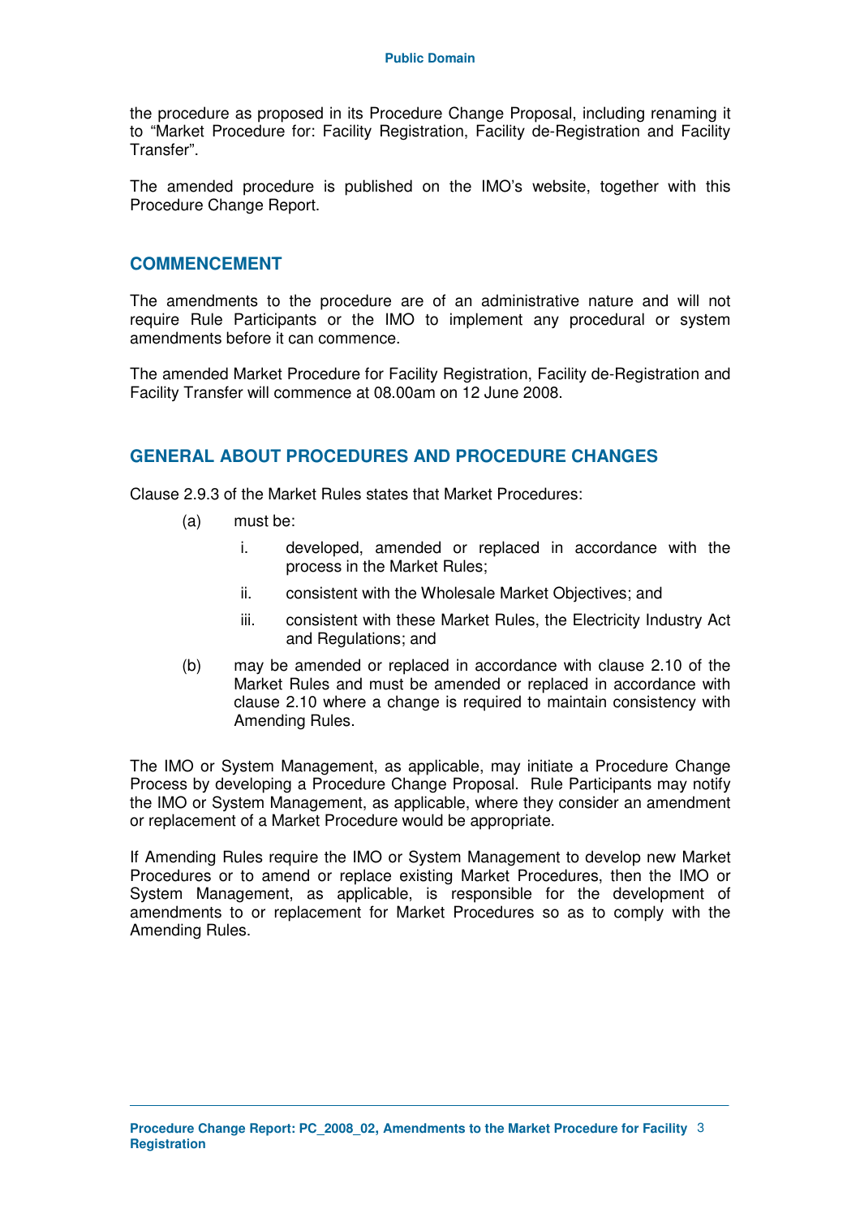the procedure as proposed in its Procedure Change Proposal, including renaming it to "Market Procedure for: Facility Registration, Facility de-Registration and Facility Transfer".

The amended procedure is published on the IMO's website, together with this Procedure Change Report.

## COMMENCEMENT

The amendments to the procedure are of an administrative nature and will not require Rule Participants or the IMO to implement any procedural or system amendments before it can commence.

The amended Market Procedure for Facility Registration, Facility de-Registration and Facility Transfer will commence at 08.00am on 12 June 2008.

## GENERAL ABOUT PROCEDURES AND PROCEDURE CHANGES

Clause 2.9.3 of the Market Rules states that Market Procedures:

- (a) must be:
  - i. developed, amended or replaced in accordance with the process in the Market Rules;
  - ii. consistent with the Wholesale Market Objectives; and
  - iii. consistent with these Market Rules, the Electricity Industry Act and Regulations; and
- (b) may be amended or replaced in accordance with clause 2.10 of the Market Rules and must be amended or replaced in accordance with clause 2.10 where a change is required to maintain consistency with Amending Rules.

The IMO or System Management, as applicable, may initiate a Procedure Change Process by developing a Procedure Change Proposal. Rule Participants may notify the IMO or System Management, as applicable, where they consider an amendment or replacement of a Market Procedure would be appropriate.

If Amending Rules require the IMO or System Management to develop new Market Procedures or to amend or replace existing Market Procedures, then the IMO or System Management, as applicable, is responsible for the development of amendments to or replacement for Market Procedures so as to comply with the Amending Rules.